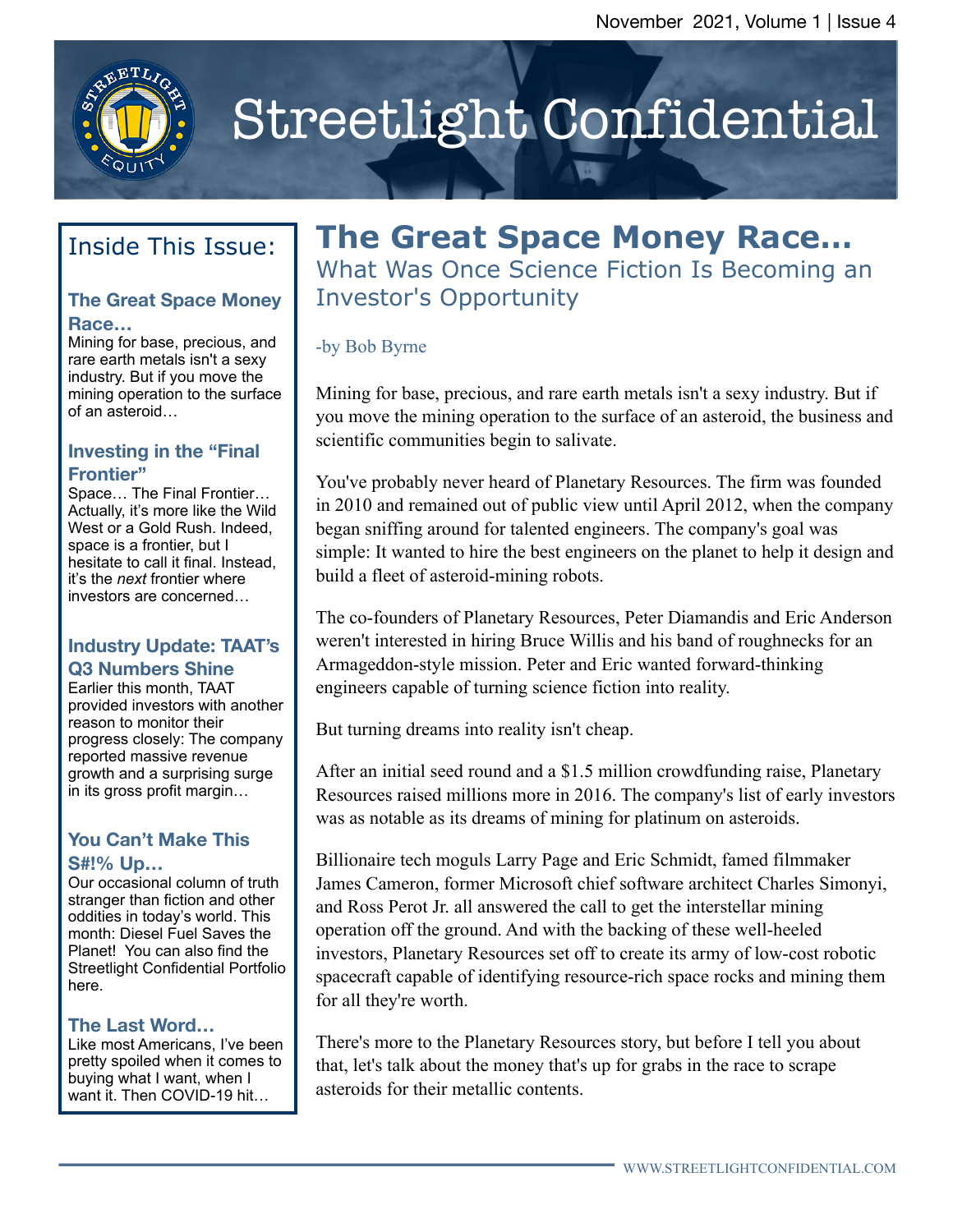# Streetlight Confidential

## Inside This Issue:

### The Great Space Money Race…

Mining for base, precious, and rare earth metals isn't a sexy industry. But if you move the mining operation to the surface of an asteroid…

### Investing in the "Final Frontier"

Space… The Final Frontier… Actually, it's more like the Wild West or a Gold Rush. Indeed, space is a frontier, but I hesitate to call it final. Instead, it's the *next* frontier where investors are concerned…

### Industry Update: TAAT's Q3 Numbers Shine

Earlier this month, TAAT provided investors with another reason to monitor their progress closely: The company reported massive revenue growth and a surprising surge in its gross profit margin…

### You Can't Make This S#!% Up…

Our occasional column of truth stranger than fiction and other oddities in today's world. This month: Diesel Fuel Saves the Planet! You can also find the Streetlight Confidential Portfolio here.

### The Last Word…

Like most Americans, I've been pretty spoiled when it comes to buying what I want, when I want it. Then COVID-19 hit…

# The Great Space Money Race…

## What Was Once Science Fiction Is Becoming an Investor's Opportunity

-by Bob Byrne

Mining for base, precious, and rare earth metals isn't a sexy industry. But if you move the mining operation to the surface of an asteroid, the business and scientific communities begin to salivate.

You've probably never heard of Planetary Resources. The firm was founded in 2010 and remained out of public view until April 2012, when the company began sniffing around for talented engineers. The company's goal was simple: It wanted to hire the best engineers on the planet to help it design and build a fleet of asteroid-mining robots.

The co-founders of Planetary Resources, Peter Diamandis and Eric Anderson weren't interested in hiring Bruce Willis and his band of roughnecks for an Armageddon-style mission. Peter and Eric wanted forward-thinking engineers capable of turning science fiction into reality.

But turning dreams into reality isn't cheap.

After an initial seed round and a $1.5 million crowdfunding raise, Planetary Resources raised millions more in 2016. The company's list of early investors was as notable as its dreams of mining for platinum on asteroids.

Billionaire tech moguls Larry Page and Eric Schmidt, famed filmmaker James Cameron, former Microsoft chief software architect Charles Simonyi, and Ross Perot Jr. all answered the call to get the interstellar mining operation off the ground. And with the backing of these well-heeled investors, Planetary Resources set off to create its army of low-cost robotic spacecraft capable of identifying resource-rich space rocks and mining them for all they're worth.

There's more to the Planetary Resources story, but before I tell you about that, let's talk about the money that's up for grabs in the race to scrape asteroids for their metallic contents.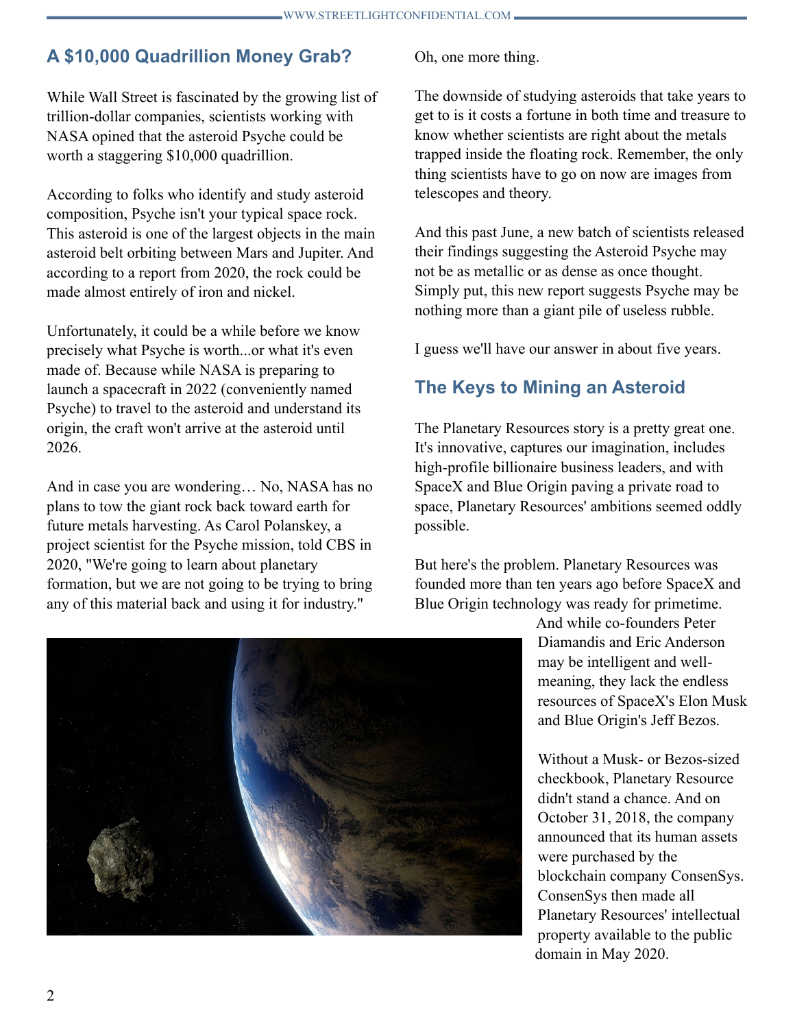## A $10,000 Quadrillion Money Grab?

While Wall Street is fascinated by the growing list of trillion-dollar companies, scientists working with NASA opined that the asteroid Psyche could be worth a staggering $10,000 quadrillion.

According to folks who identify and study asteroid composition, Psyche isn't your typical space rock. This asteroid is one of the largest objects in the main asteroid belt orbiting between Mars and Jupiter. And according to a report from 2020, the rock could be made almost entirely of iron and nickel.

Unfortunately, it could be a while before we know precisely what Psyche is worth...or what it's even made of. Because while NASA is preparing to launch a spacecraft in 2022 (conveniently named Psyche) to travel to the asteroid and understand its origin, the craft won't arrive at the asteroid until 2026.

And in case you are wondering… No, NASA has no plans to tow the giant rock back toward earth for future metals harvesting. As Carol Polanskey, a project scientist for the Psyche mission, told CBS in 2020, "We're going to learn about planetary formation, but we are not going to be trying to bring any of this material back and using it for industry."

Oh, one more thing.

The downside of studying asteroids that take years to get to is it costs a fortune in both time and treasure to know whether scientists are right about the metals trapped inside the floating rock. Remember, the only thing scientists have to go on now are images from telescopes and theory.

And this past June, a new batch of scientists released their findings suggesting the Asteroid Psyche may not be as metallic or as dense as once thought. Simply put, this new report suggests Psyche may be nothing more than a giant pile of useless rubble.

I guess we'll have our answer in about five years.

## The Keys to Mining an Asteroid

The Planetary Resources story is a pretty great one. It's innovative, captures our imagination, includes high-profile billionaire business leaders, and with SpaceX and Blue Origin paving a private road to space, Planetary Resources' ambitions seemed oddly possible.

But here's the problem. Planetary Resources was founded more than ten years ago before SpaceX and Blue Origin technology was ready for primetime. And while co-founders Peter Diamandis and Eric Anderson may be intelligent and well-meaning, they lack the endless resources of SpaceX's Elon Musk and Blue Origin's Jeff Bezos.

Without a Musk- or Bezos-sized checkbook, Planetary Resource didn't stand a chance. And on October 31, 2018, the company announced that its human assets were purchased by the blockchain company ConsenSys. ConsenSys then made all Planetary Resources' intellectual property available to the public domain in May 2020.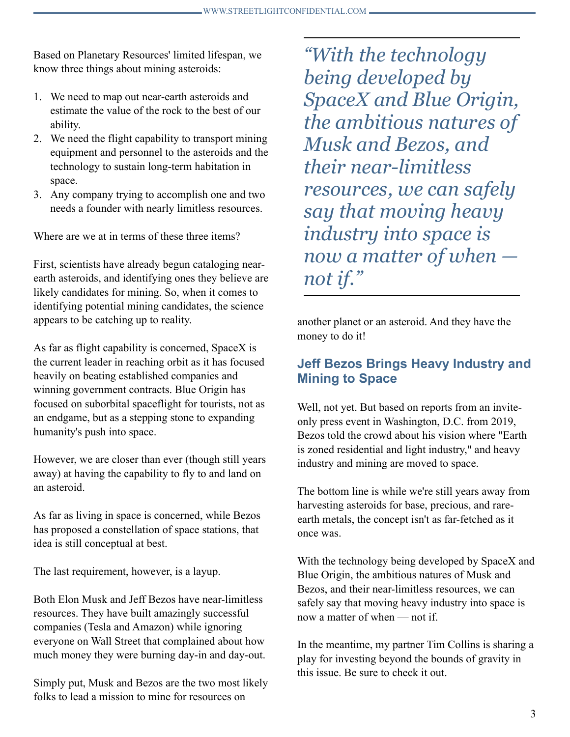Based on Planetary Resources' limited lifespan, we know three things about mining asteroids:

1. We need to map out near-earth asteroids and estimate the value of the rock to the best of our ability.
2. We need the flight capability to transport mining equipment and personnel to the asteroids and the technology to sustain long-term habitation in space.
3. Any company trying to accomplish one and two needs a founder with nearly limitless resources.

Where are we at in terms of these three items?

First, scientists have already begun cataloging near-earth asteroids, and identifying ones they believe are likely candidates for mining. So, when it comes to identifying potential mining candidates, the science appears to be catching up to reality.

As far as flight capability is concerned, SpaceX is the current leader in reaching orbit as it has focused heavily on beating established companies and winning government contracts. Blue Origin has focused on suborbital spaceflight for tourists, not as an endgame, but as a stepping stone to expanding humanity's push into space.

However, we are closer than ever (though still years away) at having the capability to fly to and land on an asteroid.

As far as living in space is concerned, while Bezos has proposed a constellation of space stations, that idea is still conceptual at best.

The last requirement, however, is a layup.

Both Elon Musk and Jeff Bezos have near-limitless resources. They have built amazingly successful companies (Tesla and Amazon) while ignoring everyone on Wall Street that complained about how much money they were burning day-in and day-out.

Simply put, Musk and Bezos are the two most likely folks to lead a mission to mine for resources on another planet or an asteroid. And they have the money to do it!

> *"With the technology being developed by SpaceX and Blue Origin, the ambitious natures of Musk and Bezos, and their near-limitless resources, we can safely say that moving heavy industry into space is now a matter of when — not if."*

## Jeff Bezos Brings Heavy Industry and Mining to Space

Well, not yet. But based on reports from an invite-only press event in Washington, D.C. from 2019, Bezos told the crowd about his vision where "Earth is zoned residential and light industry," and heavy industry and mining are moved to space.

The bottom line is while we're still years away from harvesting asteroids for base, precious, and rare-earth metals, the concept isn't as far-fetched as it once was.

With the technology being developed by SpaceX and Blue Origin, the ambitious natures of Musk and Bezos, and their near-limitless resources, we can safely say that moving heavy industry into space is now a matter of when — not if.

In the meantime, my partner Tim Collins is sharing a play for investing beyond the bounds of gravity in this issue. Be sure to check it out.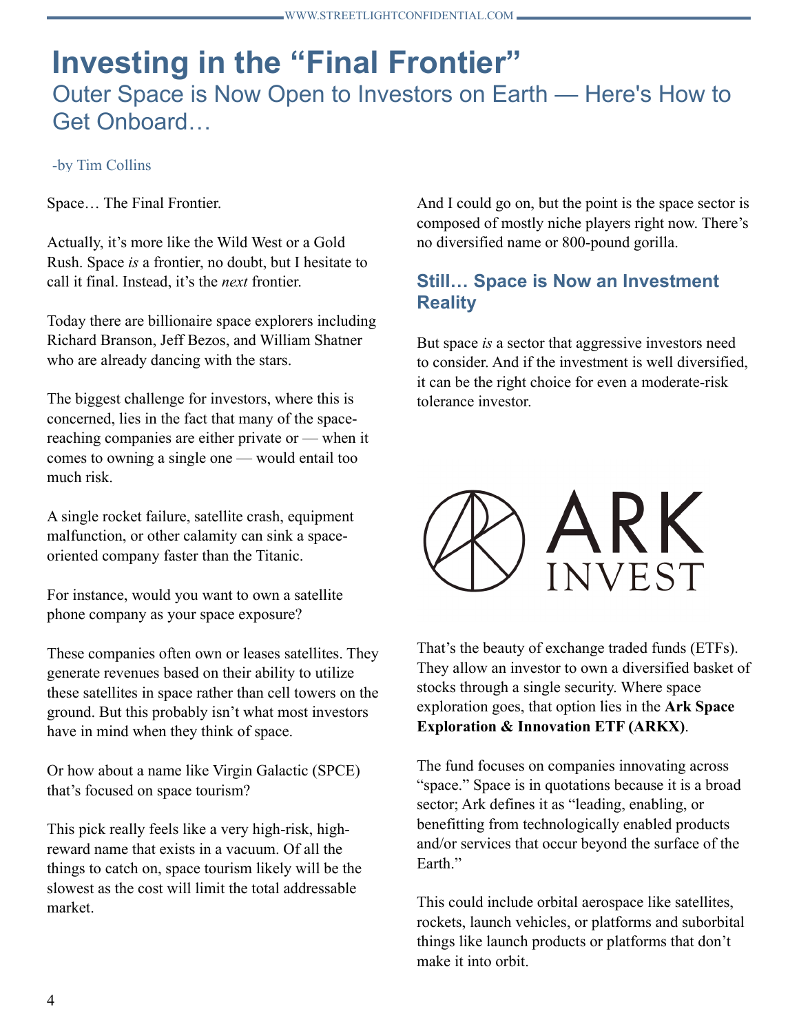# Investing in the "Final Frontier"

## Outer Space is Now Open to Investors on Earth — Here's How to Get Onboard…

-by Tim Collins

Space… The Final Frontier.

Actually, it's more like the Wild West or a Gold Rush. Space *is* a frontier, no doubt, but I hesitate to call it final. Instead, it's the *next* frontier.

Today there are billionaire space explorers including Richard Branson, Jeff Bezos, and William Shatner who are already dancing with the stars.

The biggest challenge for investors, where this is concerned, lies in the fact that many of the space-reaching companies are either private or — when it comes to owning a single one — would entail too much risk.

A single rocket failure, satellite crash, equipment malfunction, or other calamity can sink a space-oriented company faster than the Titanic.

For instance, would you want to own a satellite phone company as your space exposure?

These companies often own or leases satellites. They generate revenues based on their ability to utilize these satellites in space rather than cell towers on the ground. But this probably isn't what most investors have in mind when they think of space.

Or how about a name like Virgin Galactic (SPCE) that's focused on space tourism?

This pick really feels like a very high-risk, high-reward name that exists in a vacuum. Of all the things to catch on, space tourism likely will be the slowest as the cost will limit the total addressable market.

And I could go on, but the point is the space sector is composed of mostly niche players right now. There's no diversified name or 800-pound gorilla.

### Still… Space is Now an Investment Reality

But space *is* a sector that aggressive investors need to consider. And if the investment is well diversified, it can be the right choice for even a moderate-risk tolerance investor.

ARK INVEST

That's the beauty of exchange traded funds (ETFs). They allow an investor to own a diversified basket of stocks through a single security. Where space exploration goes, that option lies in the **Ark Space Exploration & Innovation ETF (ARKX)**.

The fund focuses on companies innovating across "space." Space is in quotations because it is a broad sector; Ark defines it as "leading, enabling, or benefitting from technologically enabled products and/or services that occur beyond the surface of the Earth."

This could include orbital aerospace like satellites, rockets, launch vehicles, or platforms and suborbital things like launch products or platforms that don't make it into orbit.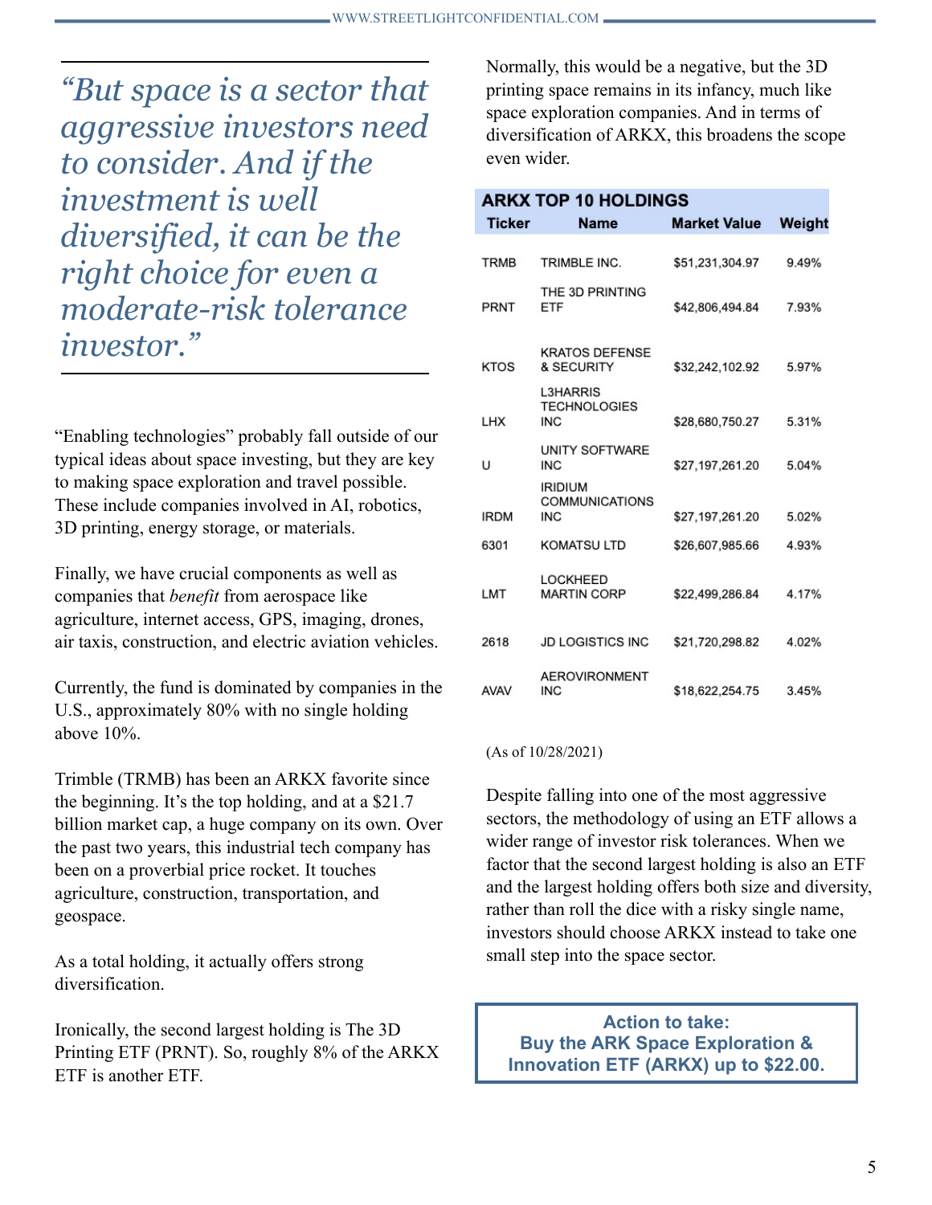> *"But space is a sector that aggressive investors need to consider. And if the investment is well diversified, it can be the right choice for even a moderate-risk tolerance investor."*

"Enabling technologies" probably fall outside of our typical ideas about space investing, but they are key to making space exploration and travel possible. These include companies involved in AI, robotics, 3D printing, energy storage, or materials.

Finally, we have crucial components as well as companies that *benefit* from aerospace like agriculture, internet access, GPS, imaging, drones, air taxis, construction, and electric aviation vehicles.

Currently, the fund is dominated by companies in the U.S., approximately 80% with no single holding above 10%.

Trimble (TRMB) has been an ARKX favorite since the beginning. It's the top holding, and at a $21.7 billion market cap, a huge company on its own. Over the past two years, this industrial tech company has been on a proverbial price rocket. It touches agriculture, construction, transportation, and geospace.

As a total holding, it actually offers strong diversification.

Ironically, the second largest holding is The 3D Printing ETF (PRNT). So, roughly 8% of the ARKX ETF is another ETF.

Normally, this would be a negative, but the 3D printing space remains in its infancy, much like space exploration companies. And in terms of diversification of ARKX, this broadens the scope even wider.

**ARKX TOP 10 HOLDINGS**

| Ticker | Name | Market Value | Weight |
|---|---|---|---|
| TRMB | TRIMBLE INC. | $51,231,304.97 | 9.49% |
| PRNT | THE 3D PRINTING ETF | $42,806,494.84 | 7.93% |
| KTOS | KRATOS DEFENSE & SECURITY | $32,242,102.92 | 5.97% |
| LHX | L3HARRIS TECHNOLOGIES INC | $28,680,750.27 | 5.31% |
| U | UNITY SOFTWARE INC | $27,197,261.20 | 5.04% |
| IRDM | IRIDIUM COMMUNICATIONS INC | $27,197,261.20 | 5.02% |
| 6301 | KOMATSU LTD | $26,607,985.66 | 4.93% |
| LMT | LOCKHEED MARTIN CORP | $22,499,286.84 | 4.17% |
| 2618 | JD LOGISTICS INC | $21,720,298.82 | 4.02% |
| AVAV | AEROVIRONMENT INC | $18,622,254.75 | 3.45% |

(As of 10/28/2021)

Despite falling into one of the most aggressive sectors, the methodology of using an ETF allows a wider range of investor risk tolerances. When we factor that the second largest holding is also an ETF and the largest holding offers both size and diversity, rather than roll the dice with a risky single name, investors should choose ARKX instead to take one small step into the space sector.

**Action to take:**
**Buy the ARK Space Exploration & Innovation ETF (ARKX) up to $22.00.**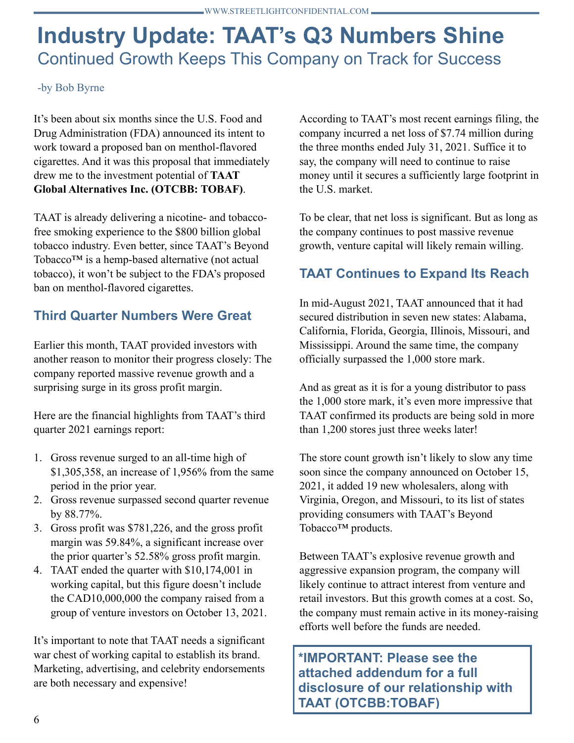# Industry Update: TAAT's Q3 Numbers Shine

## Continued Growth Keeps This Company on Track for Success

-by Bob Byrne

It's been about six months since the U.S. Food and Drug Administration (FDA) announced its intent to work toward a proposed ban on menthol-flavored cigarettes. And it was this proposal that immediately drew me to the investment potential of **TAAT Global Alternatives Inc. (OTCBB: TOBAF)**.

TAAT is already delivering a nicotine- and tobacco-free smoking experience to the $800 billion global tobacco industry. Even better, since TAAT's Beyond Tobacco™ is a hemp-based alternative (not actual tobacco), it won't be subject to the FDA's proposed ban on menthol-flavored cigarettes.

### Third Quarter Numbers Were Great

Earlier this month, TAAT provided investors with another reason to monitor their progress closely: The company reported massive revenue growth and a surprising surge in its gross profit margin.

Here are the financial highlights from TAAT's third quarter 2021 earnings report:

1. Gross revenue surged to an all-time high of $1,305,358, an increase of 1,956% from the same period in the prior year.
2. Gross revenue surpassed second quarter revenue by 88.77%.
3. Gross profit was $781,226, and the gross profit margin was 59.84%, a significant increase over the prior quarter's 52.58% gross profit margin.
4. TAAT ended the quarter with $10,174,001 in working capital, but this figure doesn't include the CAD10,000,000 the company raised from a group of venture investors on October 13, 2021.

It's important to note that TAAT needs a significant war chest of working capital to establish its brand. Marketing, advertising, and celebrity endorsements are both necessary and expensive!

According to TAAT's most recent earnings filing, the company incurred a net loss of $7.74 million during the three months ended July 31, 2021. Suffice it to say, the company will need to continue to raise money until it secures a sufficiently large footprint in the U.S. market.

To be clear, that net loss is significant. But as long as the company continues to post massive revenue growth, venture capital will likely remain willing.

### TAAT Continues to Expand Its Reach

In mid-August 2021, TAAT announced that it had secured distribution in seven new states: Alabama, California, Florida, Georgia, Illinois, Missouri, and Mississippi. Around the same time, the company officially surpassed the 1,000 store mark.

And as great as it is for a young distributor to pass the 1,000 store mark, it's even more impressive that TAAT confirmed its products are being sold in more than 1,200 stores just three weeks later!

The store count growth isn't likely to slow any time soon since the company announced on October 15, 2021, it added 19 new wholesalers, along with Virginia, Oregon, and Missouri, to its list of states providing consumers with TAAT's Beyond Tobacco™ products.

Between TAAT's explosive revenue growth and aggressive expansion program, the company will likely continue to attract interest from venture and retail investors. But this growth comes at a cost. So, the company must remain active in its money-raising efforts well before the funds are needed.

**\*IMPORTANT: Please see the attached addendum for a full disclosure of our relationship with TAAT (OTCBB:TOBAF)**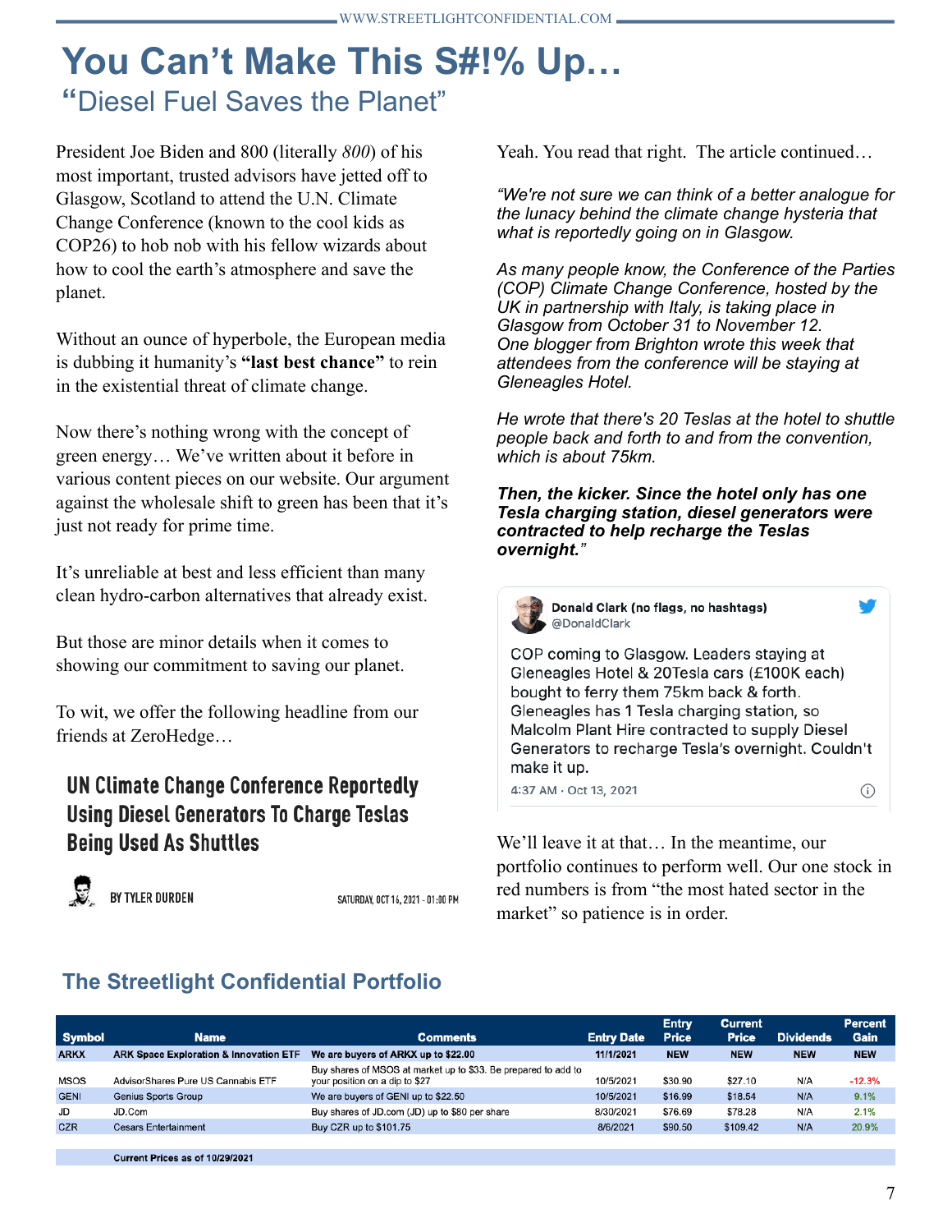# You Can't Make This S#!% Up…

## "Diesel Fuel Saves the Planet"

President Joe Biden and 800 (literally *800*) of his most important, trusted advisors have jetted off to Glasgow, Scotland to attend the U.N. Climate Change Conference (known to the cool kids as COP26) to hob nob with his fellow wizards about how to cool the earth's atmosphere and save the planet.

Without an ounce of hyperbole, the European media is dubbing it humanity's **"last best chance"** to rein in the existential threat of climate change.

Now there's nothing wrong with the concept of green energy… We've written about it before in various content pieces on our website. Our argument against the wholesale shift to green has been that it's just not ready for prime time.

It's unreliable at best and less efficient than many clean hydro-carbon alternatives that already exist.

But those are minor details when it comes to showing our commitment to saving our planet.

To wit, we offer the following headline from our friends at ZeroHedge…

**UN Climate Change Conference Reportedly Using Diesel Generators To Charge Teslas Being Used As Shuttles**

BY TYLER DURDEN — SATURDAY, OCT 16, 2021 - 01:00 PM

Yeah. You read that right. The article continued…

*"We're not sure we can think of a better analogue for the lunacy behind the climate change hysteria that what is reportedly going on in Glasgow.*

*As many people know, the Conference of the Parties (COP) Climate Change Conference, hosted by the UK in partnership with Italy, is taking place in Glasgow from October 31 to November 12. One blogger from Brighton wrote this week that attendees from the conference will be staying at Gleneagles Hotel.*

*He wrote that there's 20 Teslas at the hotel to shuttle people back and forth to and from the convention, which is about 75km.*

***Then, the kicker. Since the hotel only has one Tesla charging station, diesel generators were contracted to help recharge the Teslas overnight.*** *"*

> **Donald Clark (no flags, no hashtags)** @DonaldClark
>
> COP coming to Glasgow. Leaders staying at Gleneagles Hotel & 20Tesla cars (£100K each) bought to ferry them 75km back & forth. Gleneagles has 1 Tesla charging station, so Malcolm Plant Hire contracted to supply Diesel Generators to recharge Tesla's overnight. Couldn't make it up.
>
> 4:37 AM · Oct 13, 2021

We'll leave it at that… In the meantime, our portfolio continues to perform well. Our one stock in red numbers is from "the most hated sector in the market" so patience is in order.

## The Streetlight Confidential Portfolio

| Symbol | Name | Comments | Entry Date | Entry Price | Current Price | Dividends | Percent Gain |
|---|---|---|---|---|---|---|---|
| **ARKX** | **ARK Space Exploration & Innovation ETF** | **We are buyers of ARKX up to $22.00** | **11/1/2021** | **NEW** | **NEW** | **NEW** | **NEW** |
| MSOS | AdvisorShares Pure US Cannabis ETF | Buy shares of MSOS at market up to $33. Be prepared to add to your position on a dip to $27 | 10/5/2021 | $30.90 | $27.10 | N/A | -12.3% |
| GENI | Genius Sports Group | We are buyers of GENI up to $22.50 | 10/5/2021 | $16.99 | $18.54 | N/A | 9.1% |
| JD | JD.Com | Buy shares of JD.com (JD) up to $80 per share | 8/30/2021 | $76.69 | $78.28 | N/A | 2.1% |
| CZR | Cesars Entertainment | Buy CZR up to $101.75 | 8/6/2021 | $90.50 | $109.42 | N/A | 20.9% |
| | **Current Prices as of 10/29/2021** | | | | | | |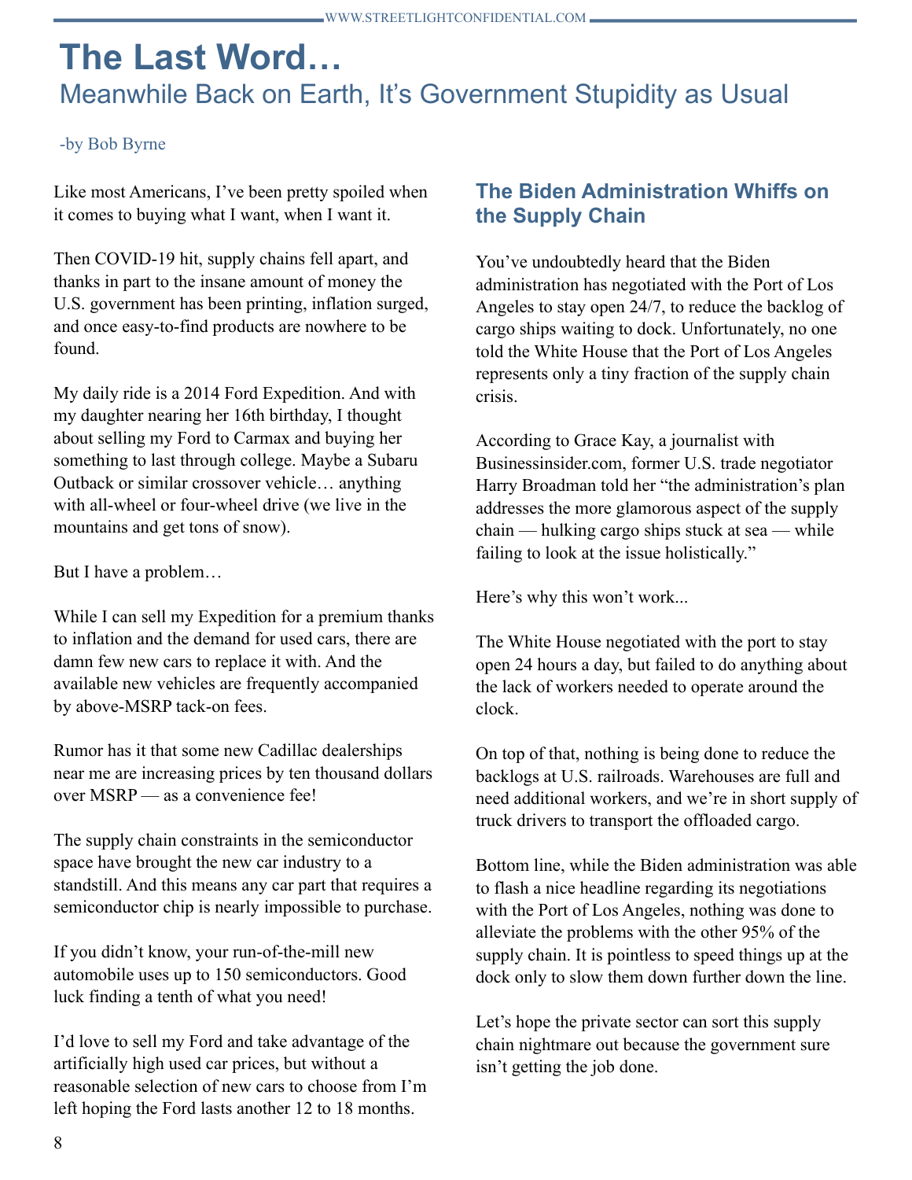# The Last Word…

## Meanwhile Back on Earth, It's Government Stupidity as Usual

-by Bob Byrne

Like most Americans, I've been pretty spoiled when it comes to buying what I want, when I want it.

Then COVID-19 hit, supply chains fell apart, and thanks in part to the insane amount of money the U.S. government has been printing, inflation surged, and once easy-to-find products are nowhere to be found.

My daily ride is a 2014 Ford Expedition. And with my daughter nearing her 16th birthday, I thought about selling my Ford to Carmax and buying her something to last through college. Maybe a Subaru Outback or similar crossover vehicle… anything with all-wheel or four-wheel drive (we live in the mountains and get tons of snow).

But I have a problem…

While I can sell my Expedition for a premium thanks to inflation and the demand for used cars, there are damn few new cars to replace it with. And the available new vehicles are frequently accompanied by above-MSRP tack-on fees.

Rumor has it that some new Cadillac dealerships near me are increasing prices by ten thousand dollars over MSRP — as a convenience fee!

The supply chain constraints in the semiconductor space have brought the new car industry to a standstill. And this means any car part that requires a semiconductor chip is nearly impossible to purchase.

If you didn't know, your run-of-the-mill new automobile uses up to 150 semiconductors. Good luck finding a tenth of what you need!

I'd love to sell my Ford and take advantage of the artificially high used car prices, but without a reasonable selection of new cars to choose from I'm left hoping the Ford lasts another 12 to 18 months.

### The Biden Administration Whiffs on the Supply Chain

You've undoubtedly heard that the Biden administration has negotiated with the Port of Los Angeles to stay open 24/7, to reduce the backlog of cargo ships waiting to dock. Unfortunately, no one told the White House that the Port of Los Angeles represents only a tiny fraction of the supply chain crisis.

According to Grace Kay, a journalist with Businessinsider.com, former U.S. trade negotiator Harry Broadman told her "the administration's plan addresses the more glamorous aspect of the supply chain — hulking cargo ships stuck at sea — while failing to look at the issue holistically."

Here's why this won't work...

The White House negotiated with the port to stay open 24 hours a day, but failed to do anything about the lack of workers needed to operate around the clock.

On top of that, nothing is being done to reduce the backlogs at U.S. railroads. Warehouses are full and need additional workers, and we're in short supply of truck drivers to transport the offloaded cargo.

Bottom line, while the Biden administration was able to flash a nice headline regarding its negotiations with the Port of Los Angeles, nothing was done to alleviate the problems with the other 95% of the supply chain. It is pointless to speed things up at the dock only to slow them down further down the line.

Let's hope the private sector can sort this supply chain nightmare out because the government sure isn't getting the job done.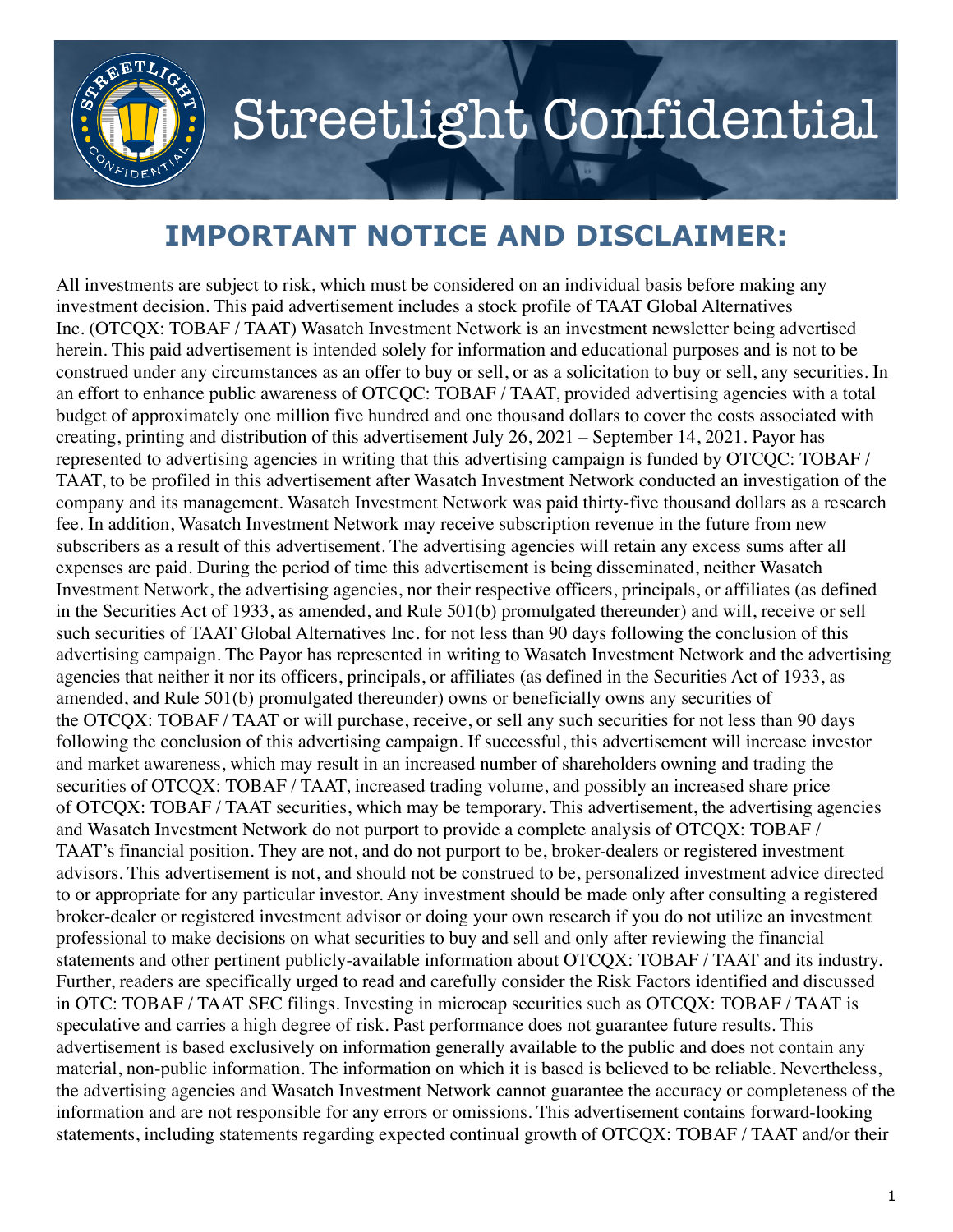# Streetlight Confidential

## IMPORTANT NOTICE AND DISCLAIMER:

All investments are subject to risk, which must be considered on an individual basis before making any investment decision. This paid advertisement includes a stock profile of TAAT Global Alternatives Inc. (OTCQX: TOBAF / TAAT) Wasatch Investment Network is an investment newsletter being advertised herein. This paid advertisement is intended solely for information and educational purposes and is not to be construed under any circumstances as an offer to buy or sell, or as a solicitation to buy or sell, any securities. In an effort to enhance public awareness of OTCQC: TOBAF / TAAT, provided advertising agencies with a total budget of approximately one million five hundred and one thousand dollars to cover the costs associated with creating, printing and distribution of this advertisement July 26, 2021 – September 14, 2021. Payor has represented to advertising agencies in writing that this advertising campaign is funded by OTCQC: TOBAF / TAAT, to be profiled in this advertisement after Wasatch Investment Network conducted an investigation of the company and its management. Wasatch Investment Network was paid thirty-five thousand dollars as a research fee. In addition, Wasatch Investment Network may receive subscription revenue in the future from new subscribers as a result of this advertisement. The advertising agencies will retain any excess sums after all expenses are paid. During the period of time this advertisement is being disseminated, neither Wasatch Investment Network, the advertising agencies, nor their respective officers, principals, or affiliates (as defined in the Securities Act of 1933, as amended, and Rule 501(b) promulgated thereunder) and will, receive or sell such securities of TAAT Global Alternatives Inc. for not less than 90 days following the conclusion of this advertising campaign. The Payor has represented in writing to Wasatch Investment Network and the advertising agencies that neither it nor its officers, principals, or affiliates (as defined in the Securities Act of 1933, as amended, and Rule 501(b) promulgated thereunder) owns or beneficially owns any securities of the OTCQX: TOBAF / TAAT or will purchase, receive, or sell any such securities for not less than 90 days following the conclusion of this advertising campaign. If successful, this advertisement will increase investor and market awareness, which may result in an increased number of shareholders owning and trading the securities of OTCQX: TOBAF / TAAT, increased trading volume, and possibly an increased share price of OTCQX: TOBAF / TAAT securities, which may be temporary. This advertisement, the advertising agencies and Wasatch Investment Network do not purport to provide a complete analysis of OTCQX: TOBAF / TAAT's financial position. They are not, and do not purport to be, broker-dealers or registered investment advisors. This advertisement is not, and should not be construed to be, personalized investment advice directed to or appropriate for any particular investor. Any investment should be made only after consulting a registered broker-dealer or registered investment advisor or doing your own research if you do not utilize an investment professional to make decisions on what securities to buy and sell and only after reviewing the financial statements and other pertinent publicly-available information about OTCQX: TOBAF / TAAT and its industry. Further, readers are specifically urged to read and carefully consider the Risk Factors identified and discussed in OTC: TOBAF / TAAT SEC filings. Investing in microcap securities such as OTCQX: TOBAF / TAAT is speculative and carries a high degree of risk. Past performance does not guarantee future results. This advertisement is based exclusively on information generally available to the public and does not contain any material, non-public information. The information on which it is based is believed to be reliable. Nevertheless, the advertising agencies and Wasatch Investment Network cannot guarantee the accuracy or completeness of the information and are not responsible for any errors or omissions. This advertisement contains forward-looking statements, including statements regarding expected continual growth of OTCQX: TOBAF / TAAT and/or their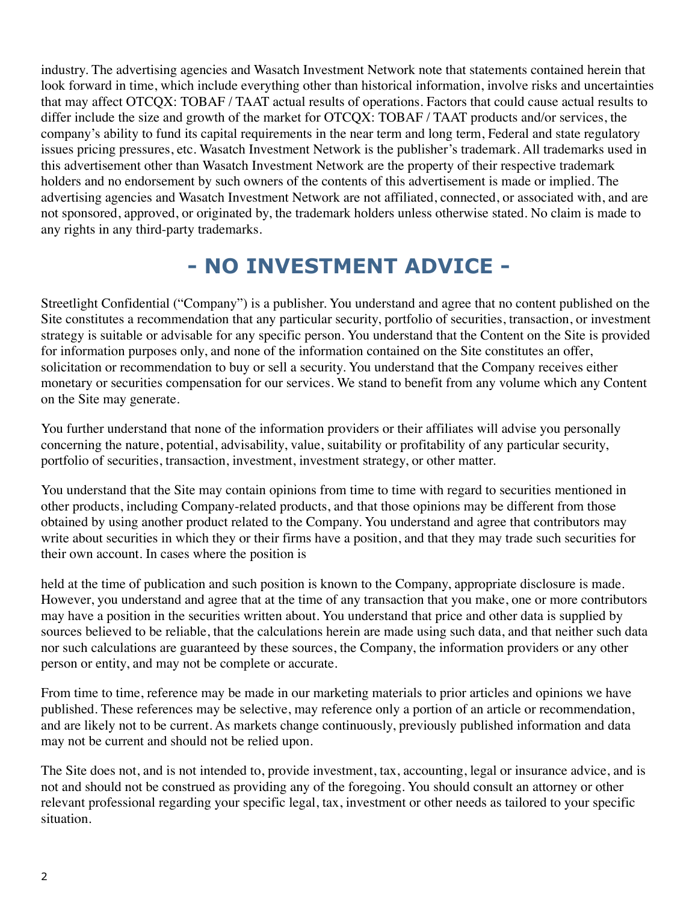industry. The advertising agencies and Wasatch Investment Network note that statements contained herein that look forward in time, which include everything other than historical information, involve risks and uncertainties that may affect OTCQX: TOBAF / TAAT actual results of operations. Factors that could cause actual results to differ include the size and growth of the market for OTCQX: TOBAF / TAAT products and/or services, the company's ability to fund its capital requirements in the near term and long term, Federal and state regulatory issues pricing pressures, etc. Wasatch Investment Network is the publisher's trademark. All trademarks used in this advertisement other than Wasatch Investment Network are the property of their respective trademark holders and no endorsement by such owners of the contents of this advertisement is made or implied. The advertising agencies and Wasatch Investment Network are not affiliated, connected, or associated with, and are not sponsored, approved, or originated by, the trademark holders unless otherwise stated. No claim is made to any rights in any third-party trademarks.

## - NO INVESTMENT ADVICE -

Streetlight Confidential ("Company") is a publisher. You understand and agree that no content published on the Site constitutes a recommendation that any particular security, portfolio of securities, transaction, or investment strategy is suitable or advisable for any specific person. You understand that the Content on the Site is provided for information purposes only, and none of the information contained on the Site constitutes an offer, solicitation or recommendation to buy or sell a security. You understand that the Company receives either monetary or securities compensation for our services. We stand to benefit from any volume which any Content on the Site may generate.

You further understand that none of the information providers or their affiliates will advise you personally concerning the nature, potential, advisability, value, suitability or profitability of any particular security, portfolio of securities, transaction, investment, investment strategy, or other matter.

You understand that the Site may contain opinions from time to time with regard to securities mentioned in other products, including Company-related products, and that those opinions may be different from those obtained by using another product related to the Company. You understand and agree that contributors may write about securities in which they or their firms have a position, and that they may trade such securities for their own account. In cases where the position is held at the time of publication and such position is known to the Company, appropriate disclosure is made. However, you understand and agree that at the time of any transaction that you make, one or more contributors may have a position in the securities written about. You understand that price and other data is supplied by sources believed to be reliable, that the calculations herein are made using such data, and that neither such data nor such calculations are guaranteed by these sources, the Company, the information providers or any other person or entity, and may not be complete or accurate.

From time to time, reference may be made in our marketing materials to prior articles and opinions we have published. These references may be selective, may reference only a portion of an article or recommendation, and are likely not to be current. As markets change continuously, previously published information and data may not be current and should not be relied upon.

The Site does not, and is not intended to, provide investment, tax, accounting, legal or insurance advice, and is not and should not be construed as providing any of the foregoing. You should consult an attorney or other relevant professional regarding your specific legal, tax, investment or other needs as tailored to your specific situation.